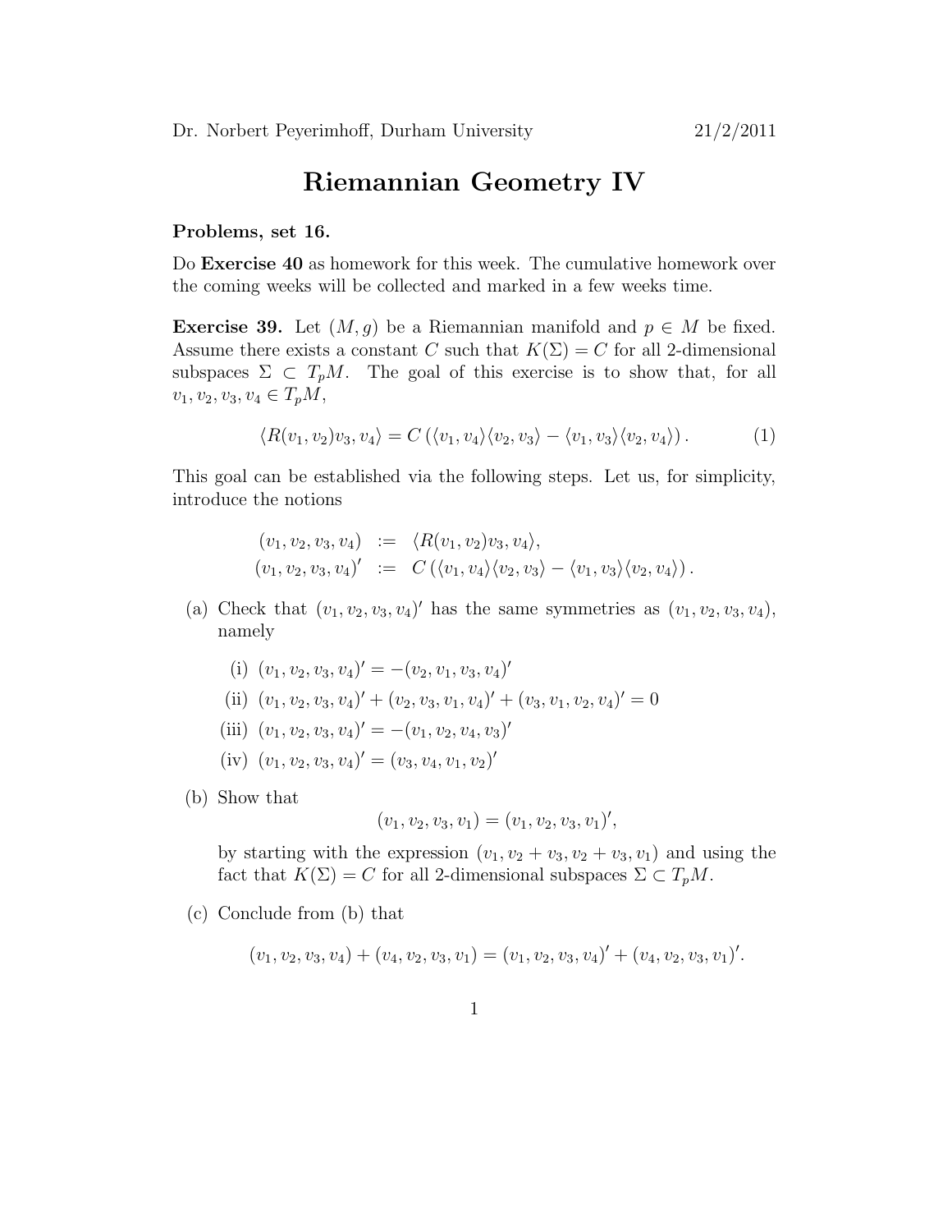Dr. Norbert Peyerimhoff, Durham University 21/2/2011

# Riemannian Geometry IV

**Problems, set 16.**

Do **Exercise 40** as homework for this week. The cumulative homework over the coming weeks will be collected and marked in a few weeks time.

**Exercise 39.** Let $(M, g)$ be a Riemannian manifold and $p \in M$ be fixed. Assume there exists a constant $C$ such that $K(\Sigma) = C$ for all 2-dimensional subspaces $\Sigma \subset T_pM$. The goal of this exercise is to show that, for all $v_1, v_2, v_3, v_4 \in T_pM$,

$$\langle R(v_1, v_2)v_3, v_4\rangle = C\left(\langle v_1, v_4\rangle\langle v_2, v_3\rangle - \langle v_1, v_3\rangle\langle v_2, v_4\rangle\right). \tag{1}$$

This goal can be established via the following steps. Let us, for simplicity, introduce the notions

$$\begin{aligned}
(v_1, v_2, v_3, v_4) &:= \langle R(v_1, v_2)v_3, v_4\rangle, \\
(v_1, v_2, v_3, v_4)' &:= C\left(\langle v_1, v_4\rangle\langle v_2, v_3\rangle - \langle v_1, v_3\rangle\langle v_2, v_4\rangle\right).
\end{aligned}$$

(a) Check that $(v_1, v_2, v_3, v_4)'$ has the same symmetries as $(v_1, v_2, v_3, v_4)$, namely

  (i) $(v_1, v_2, v_3, v_4)' = -(v_2, v_1, v_3, v_4)'$

  (ii) $(v_1, v_2, v_3, v_4)' + (v_2, v_3, v_1, v_4)' + (v_3, v_1, v_2, v_4)' = 0$

  (iii) $(v_1, v_2, v_3, v_4)' = -(v_1, v_2, v_4, v_3)'$

  (iv) $(v_1, v_2, v_3, v_4)' = (v_3, v_4, v_1, v_2)'$

(b) Show that
$$(v_1, v_2, v_3, v_1) = (v_1, v_2, v_3, v_1)',$$
by starting with the expression $(v_1, v_2 + v_3, v_2 + v_3, v_1)$ and using the fact that $K(\Sigma) = C$ for all 2-dimensional subspaces $\Sigma \subset T_pM$.

(c) Conclude from (b) that
$$(v_1, v_2, v_3, v_4) + (v_4, v_2, v_3, v_1) = (v_1, v_2, v_3, v_4)' + (v_4, v_2, v_3, v_1)'.$$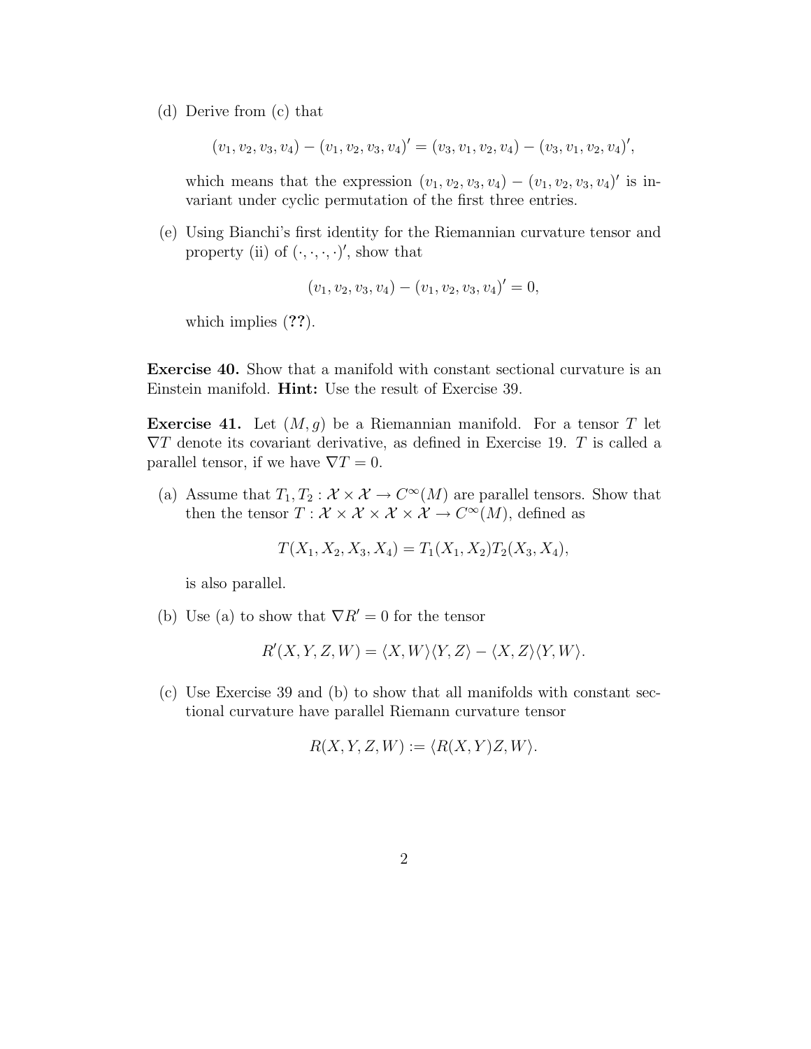(d) Derive from (c) that

$$(v_1, v_2, v_3, v_4) - (v_1, v_2, v_3, v_4)' = (v_3, v_1, v_2, v_4) - (v_3, v_1, v_2, v_4)',$$

which means that the expression $(v_1, v_2, v_3, v_4) - (v_1, v_2, v_3, v_4)'$ is invariant under cyclic permutation of the first three entries.

(e) Using Bianchi's first identity for the Riemannian curvature tensor and property (ii) of $(\cdot, \cdot, \cdot, \cdot)'$, show that

$$(v_1, v_2, v_3, v_4) - (v_1, v_2, v_3, v_4)' = 0,$$

which implies (**??**).

**Exercise 40.** Show that a manifold with constant sectional curvature is an Einstein manifold. **Hint:** Use the result of Exercise 39.

**Exercise 41.** Let $(M, g)$ be a Riemannian manifold. For a tensor $T$ let $\nabla T$ denote its covariant derivative, as defined in Exercise 19. $T$ is called a parallel tensor, if we have $\nabla T = 0$.

(a) Assume that $T_1, T_2 : \mathcal{X} \times \mathcal{X} \to C^\infty(M)$ are parallel tensors. Show that then the tensor $T : \mathcal{X} \times \mathcal{X} \times \mathcal{X} \times \mathcal{X} \to C^\infty(M)$, defined as

$$T(X_1, X_2, X_3, X_4) = T_1(X_1, X_2) T_2(X_3, X_4),$$

is also parallel.

(b) Use (a) to show that $\nabla R' = 0$ for the tensor

$$R'(X, Y, Z, W) = \langle X, W \rangle \langle Y, Z \rangle - \langle X, Z \rangle \langle Y, W \rangle.$$

(c) Use Exercise 39 and (b) to show that all manifolds with constant sectional curvature have parallel Riemann curvature tensor

$$R(X, Y, Z, W) := \langle R(X, Y)Z, W \rangle.$$